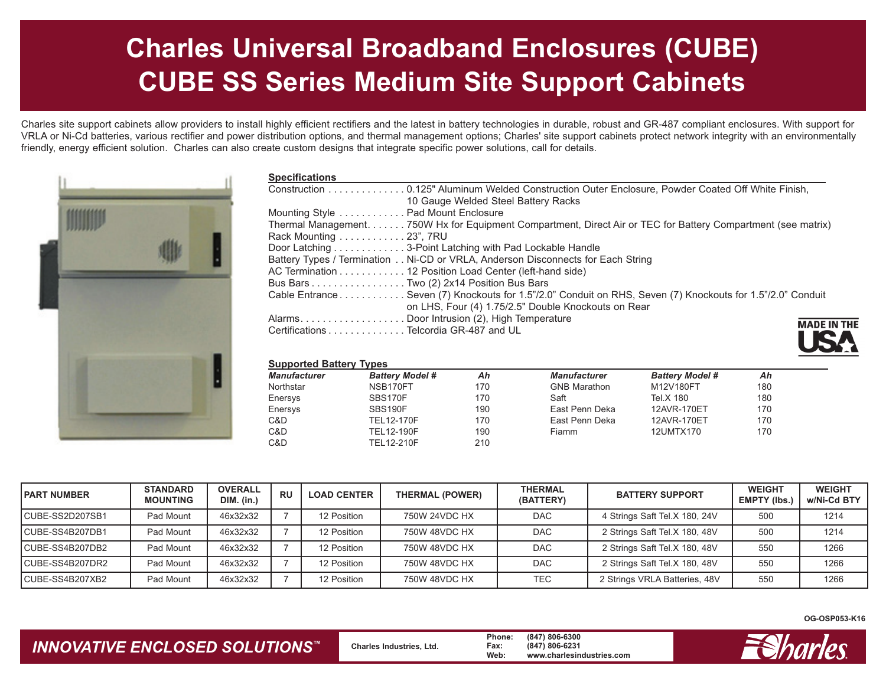# Charles Universal Broadband Enclosures (CUBE)
# CUBE SS Series Medium Site Support Cabinets

Charles site support cabinets allow providers to install highly efficient rectifiers and the latest in battery technologies in durable, robust and GR-487 compliant enclosures. With support for VRLA or Ni-Cd batteries, various rectifier and power distribution options, and thermal management options; Charles' site support cabinets protect network integrity with an environmentally friendly, energy efficient solution. Charles can also create custom designs that integrate specific power solutions, call for details.

## Specifications

- Construction . . . . . . . . . . . . . . 0.125" Aluminum Welded Construction Outer Enclosure, Powder Coated Off White Finish, 10 Gauge Welded Steel Battery Racks
- Mounting Style . . . . . . . . . . . . Pad Mount Enclosure
- Thermal Management. . . . . . . 750W Hx for Equipment Compartment, Direct Air or TEC for Battery Compartment (see matrix)
- Rack Mounting . . . . . . . . . . . . 23", 7RU
- Door Latching . . . . . . . . . . . . . 3-Point Latching with Pad Lockable Handle
- Battery Types / Termination . . Ni-CD or VRLA, Anderson Disconnects for Each String
- AC Termination . . . . . . . . . . . . 12 Position Load Center (left-hand side)
- Bus Bars . . . . . . . . . . . . . . . . . Two (2) 2x14 Position Bus Bars
- Cable Entrance . . . . . . . . . . . . Seven (7) Knockouts for 1.5"/2.0" Conduit on RHS, Seven (7) Knockouts for 1.5"/2.0" Conduit on LHS, Four (4) 1.75/2.5" Double Knockouts on Rear
- Alarms. . . . . . . . . . . . . . . . . . . Door Intrusion (2), High Temperature
- Certifications . . . . . . . . . . . . . . Telcordia GR-487 and UL

MADE IN THE USA

## Supported Battery Types

| *Manufacturer* | *Battery Model #* | *Ah* | *Manufacturer* | *Battery Model #* | *Ah* |
|---|---|---|---|---|---|
| Northstar | NSB170FT | 170 | GNB Marathon | M12V180FT | 180 |
| Enersys | SBS170F | 170 | Saft | Tel.X 180 | 180 |
| Enersys | SBS190F | 190 | East Penn Deka | 12AVR-170ET | 170 |
| C&D | TEL12-170F | 170 | East Penn Deka | 12AVR-170ET | 170 |
| C&D | TEL12-190F | 190 | Fiamm | 12UMTX170 | 170 |
| C&D | TEL12-210F | 210 | | | |

| PART NUMBER | STANDARD MOUNTING | OVERALL DIM. (in.) | RU | LOAD CENTER | THERMAL (POWER) | THERMAL (BATTERY) | BATTERY SUPPORT | WEIGHT EMPTY (lbs.) | WEIGHT w/Ni-Cd BTY |
|---|---|---|---|---|---|---|---|---|---|
| CUBE-SS2D207SB1 | Pad Mount | 46x32x32 | 7 | 12 Position | 750W 24VDC HX | DAC | 4 Strings Saft Tel.X 180, 24V | 500 | 1214 |
| CUBE-SS4B207DB1 | Pad Mount | 46x32x32 | 7 | 12 Position | 750W 48VDC HX | DAC | 2 Strings Saft Tel.X 180, 48V | 500 | 1214 |
| CUBE-SS4B207DB2 | Pad Mount | 46x32x32 | 7 | 12 Position | 750W 48VDC HX | DAC | 2 Strings Saft Tel.X 180, 48V | 550 | 1266 |
| CUBE-SS4B207DR2 | Pad Mount | 46x32x32 | 7 | 12 Position | 750W 48VDC HX | DAC | 2 Strings Saft Tel.X 180, 48V | 550 | 1266 |
| CUBE-SS4B207XB2 | Pad Mount | 46x32x32 | 7 | 12 Position | 750W 48VDC HX | TEC | 2 Strings VRLA Batteries, 48V | 550 | 1266 |

OG-OSP053-K16

*INNOVATIVE ENCLOSED SOLUTIONS™*

Charles Industries, Ltd.

Phone: (847) 806-6300
Fax: (847) 806-6231
Web: www.charlesindustries.com

Charles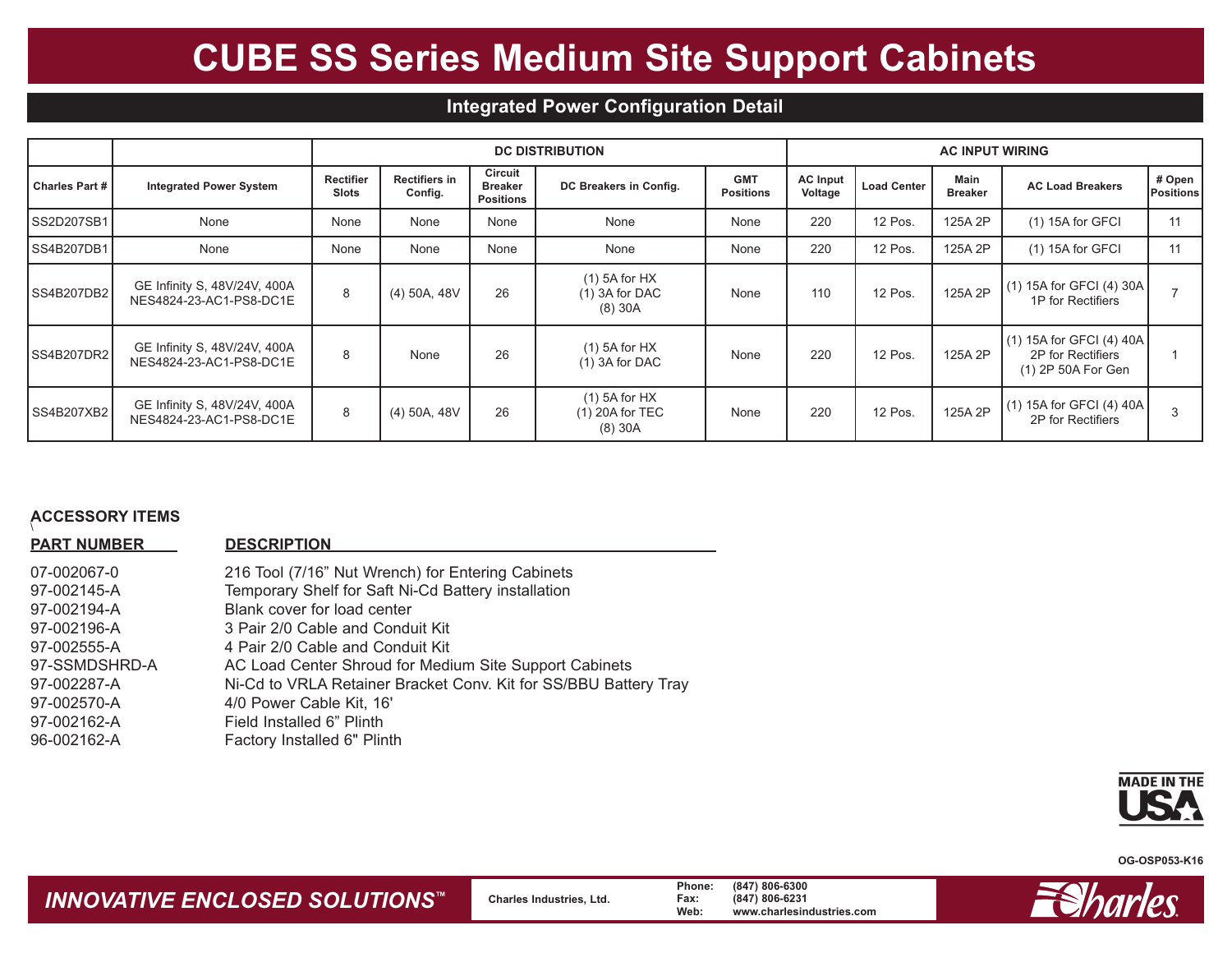# CUBE SS Series Medium Site Support Cabinets

## Integrated Power Configuration Detail

| | | DC DISTRIBUTION | | | | | AC INPUT WIRING | | | | |
|---|---|---|---|---|---|---|---|---|---|---|---|
| Charles Part # | Integrated Power System | Rectifier Slots | Rectifiers in Config. | Circuit Breaker Positions | DC Breakers in Config. | GMT Positions | AC Input Voltage | Load Center | Main Breaker | AC Load Breakers | # Open Positions |
| SS2D207SB1 | None | None | None | None | None | None | 220 | 12 Pos. | 125A 2P | (1) 15A for GFCI | 11 |
| SS4B207DB1 | None | None | None | None | None | None | 220 | 12 Pos. | 125A 2P | (1) 15A for GFCI | 11 |
| SS4B207DB2 | GE Infinity S, 48V/24V, 400A NES4824-23-AC1-PS8-DC1E | 8 | (4) 50A, 48V | 26 | (1) 5A for HX (1) 3A for DAC (8) 30A | None | 110 | 12 Pos. | 125A 2P | (1) 15A for GFCI (4) 30A 1P for Rectifiers | 7 |
| SS4B207DR2 | GE Infinity S, 48V/24V, 400A NES4824-23-AC1-PS8-DC1E | 8 | None | 26 | (1) 5A for HX (1) 3A for DAC | None | 220 | 12 Pos. | 125A 2P | (1) 15A for GFCI (4) 40A 2P for Rectifiers (1) 2P 50A For Gen | 1 |
| SS4B207XB2 | GE Infinity S, 48V/24V, 400A NES4824-23-AC1-PS8-DC1E | 8 | (4) 50A, 48V | 26 | (1) 5A for HX (1) 20A for TEC (8) 30A | None | 220 | 12 Pos. | 125A 2P | (1) 15A for GFCI (4) 40A 2P for Rectifiers | 3 |

**ACCESSORY ITEMS**

| PART NUMBER | DESCRIPTION |
|---|---|
| 07-002067-0 | 216 Tool (7/16” Nut Wrench) for Entering Cabinets |
| 97-002145-A | Temporary Shelf for Saft Ni-Cd Battery installation |
| 97-002194-A | Blank cover for load center |
| 97-002196-A | 3 Pair 2/0 Cable and Conduit Kit |
| 97-002555-A | 4 Pair 2/0 Cable and Conduit Kit |
| 97-SSMDSHRD-A | AC Load Center Shroud for Medium Site Support Cabinets |
| 97-002287-A | Ni-Cd to VRLA Retainer Bracket Conv. Kit for SS/BBU Battery Tray |
| 97-002570-A | 4/0 Power Cable Kit, 16' |
| 97-002162-A | Field Installed 6” Plinth |
| 96-002162-A | Factory Installed 6" Plinth |

MADE IN THE USA

OG-OSP053-K16

*INNOVATIVE ENCLOSED SOLUTIONS™*

Charles Industries, Ltd.

Phone: (847) 806-6300
Fax: (847) 806-6231
Web: www.charlesindustries.com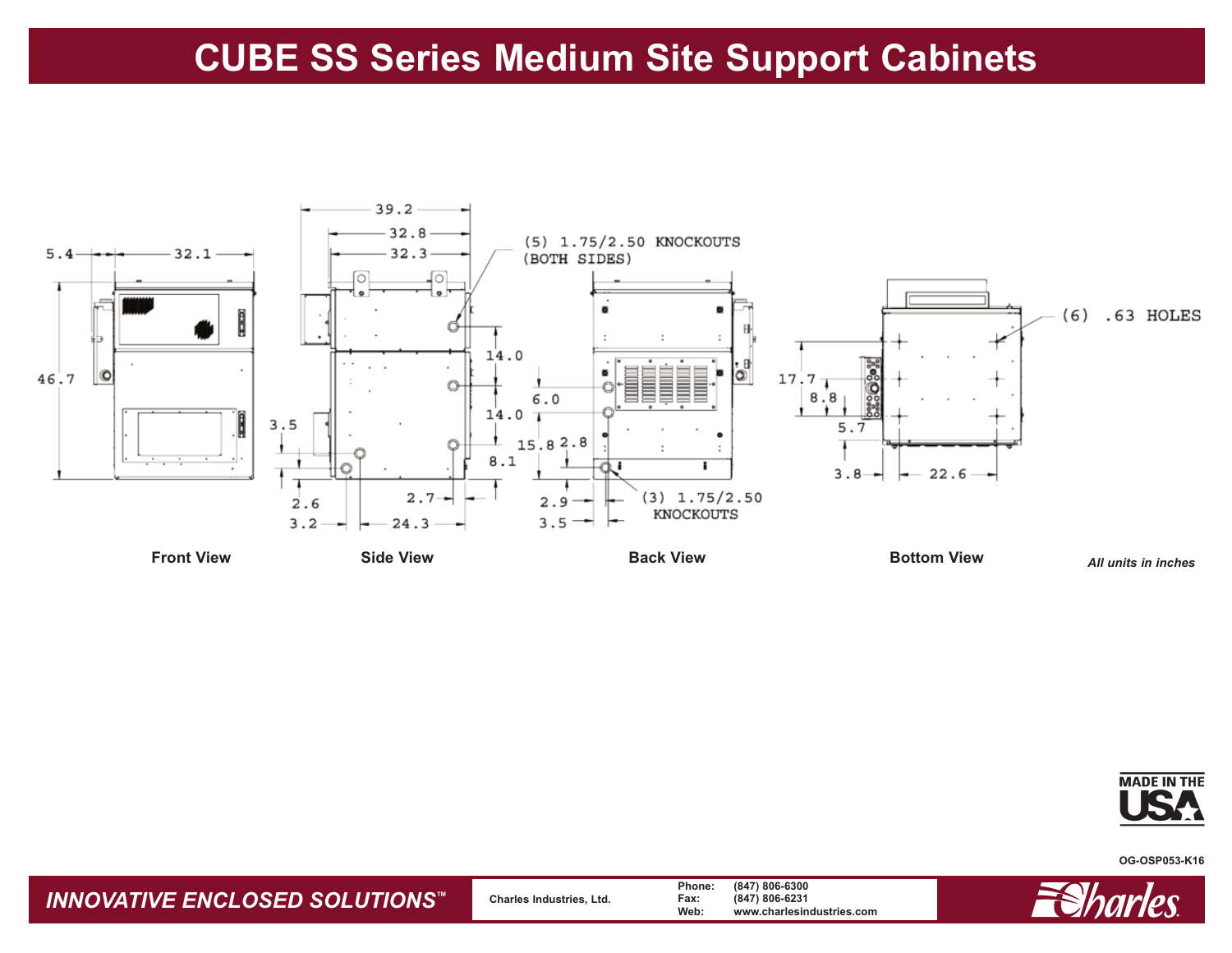# CUBE SS Series Medium Site Support Cabinets

5.4
32.1
46.7

Front View

39.2
32.8
32.3
(5) 1.75/2.50 KNOCKOUTS
(BOTH SIDES)
14.0
14.0
3.5
8.1
2.6
2.7
3.2
24.3

Side View

6.0
15.8
2.8
2.9
3.5
(3) 1.75/2.50
KNOCKOUTS

Back View

(6) .63 HOLES
17.7
8.8
5.7
3.8
22.6

Bottom View

*All units in inches*

MADE IN THE USA

OG-OSP053-K16

*INNOVATIVE ENCLOSED SOLUTIONS™*

Charles Industries, Ltd.

Phone: (847) 806-6300
Fax: (847) 806-6231
Web: www.charlesindustries.com

Charles